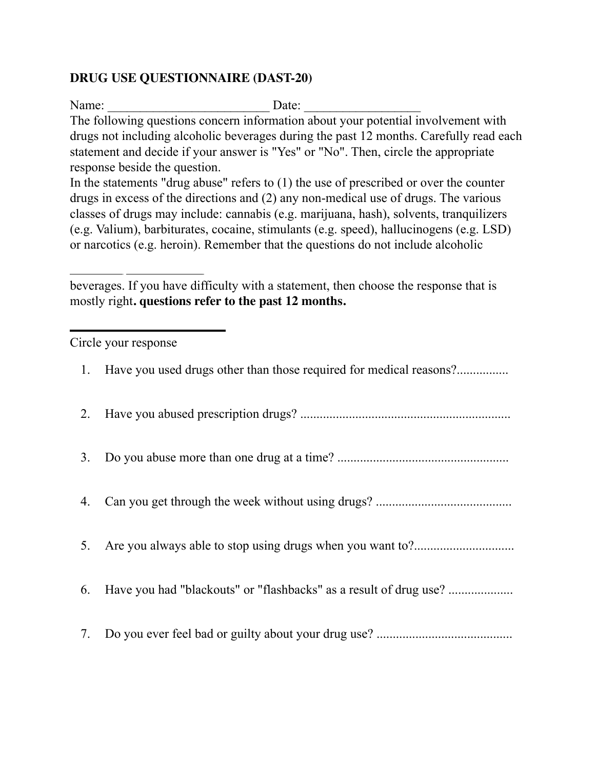**DRUG USE QUESTIONNAIRE (DAST-20)**

Name: _________________________ Date: __________________

The following questions concern information about your potential involvement with drugs not including alcoholic beverages during the past 12 months. Carefully read each statement and decide if your answer is "Yes" or "No". Then, circle the appropriate response beside the question.

In the statements "drug abuse" refers to (1) the use of prescribed or over the counter drugs in excess of the directions and (2) any non-medical use of drugs. The various classes of drugs may include: cannabis (e.g. marijuana, hash), solvents, tranquilizers (e.g. Valium), barbiturates, cocaine, stimulants (e.g. speed), hallucinogens (e.g. LSD) or narcotics (e.g. heroin). Remember that the questions do not include alcoholic

________ ____________

beverages. If you have difficulty with a statement, then choose the response that is mostly right**. questions refer to the past 12 months.**

Circle your response

1. Have you used drugs other than those required for medical reasons?................
2. Have you abused prescription drugs? ................................................................
3. Do you abuse more than one drug at a time? ....................................................
4. Can you get through the week without using drugs? ..........................................
5. Are you always able to stop using drugs when you want to?..............................
6. Have you had "blackouts" or "flashbacks" as a result of drug use? ....................
7. Do you ever feel bad or guilty about your drug use? ..........................................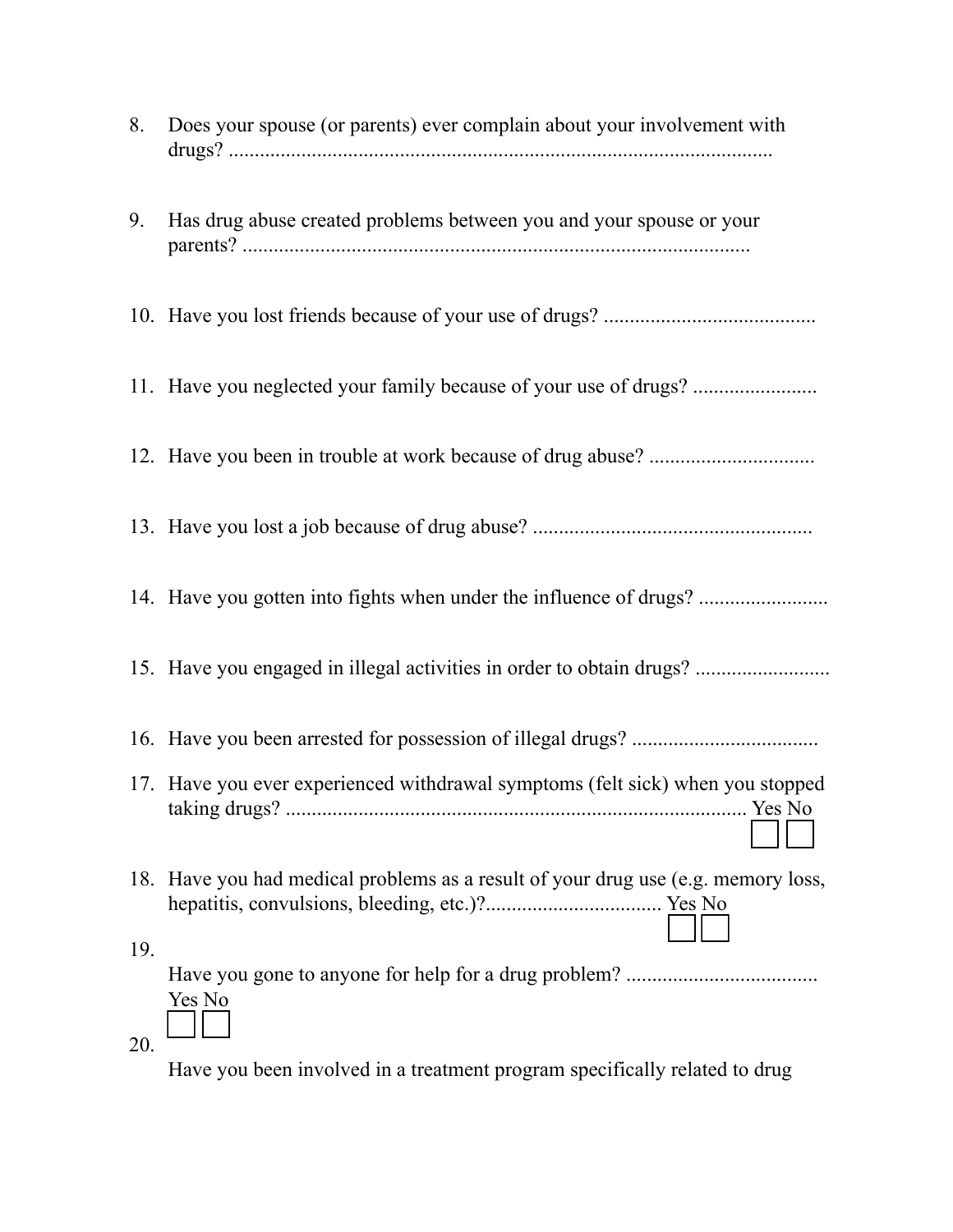8. Does your spouse (or parents) ever complain about your involvement with drugs? ........................................................................................................

9. Has drug abuse created problems between you and your spouse or your parents? ..................................................................................................

10. Have you lost friends because of your use of drugs? .........................................

11. Have you neglected your family because of your use of drugs? ........................

12. Have you been in trouble at work because of drug abuse? ................................

13. Have you lost a job because of drug abuse? ......................................................

14. Have you gotten into fights when under the influence of drugs? .........................

15. Have you engaged in illegal activities in order to obtain drugs? ..........................

16. Have you been arrested for possession of illegal drugs? ....................................

17. Have you ever experienced withdrawal symptoms (felt sick) when you stopped taking drugs? ......................................................................................... Yes No
    ☐ ☐

18. Have you had medical problems as a result of your drug use (e.g. memory loss, hepatitis, convulsions, bleeding, etc.)?.................................. Yes No
    ☐ ☐

19. Have you gone to anyone for help for a drug problem? ..................................... Yes No
    ☐ ☐

20. Have you been involved in a treatment program specifically related to drug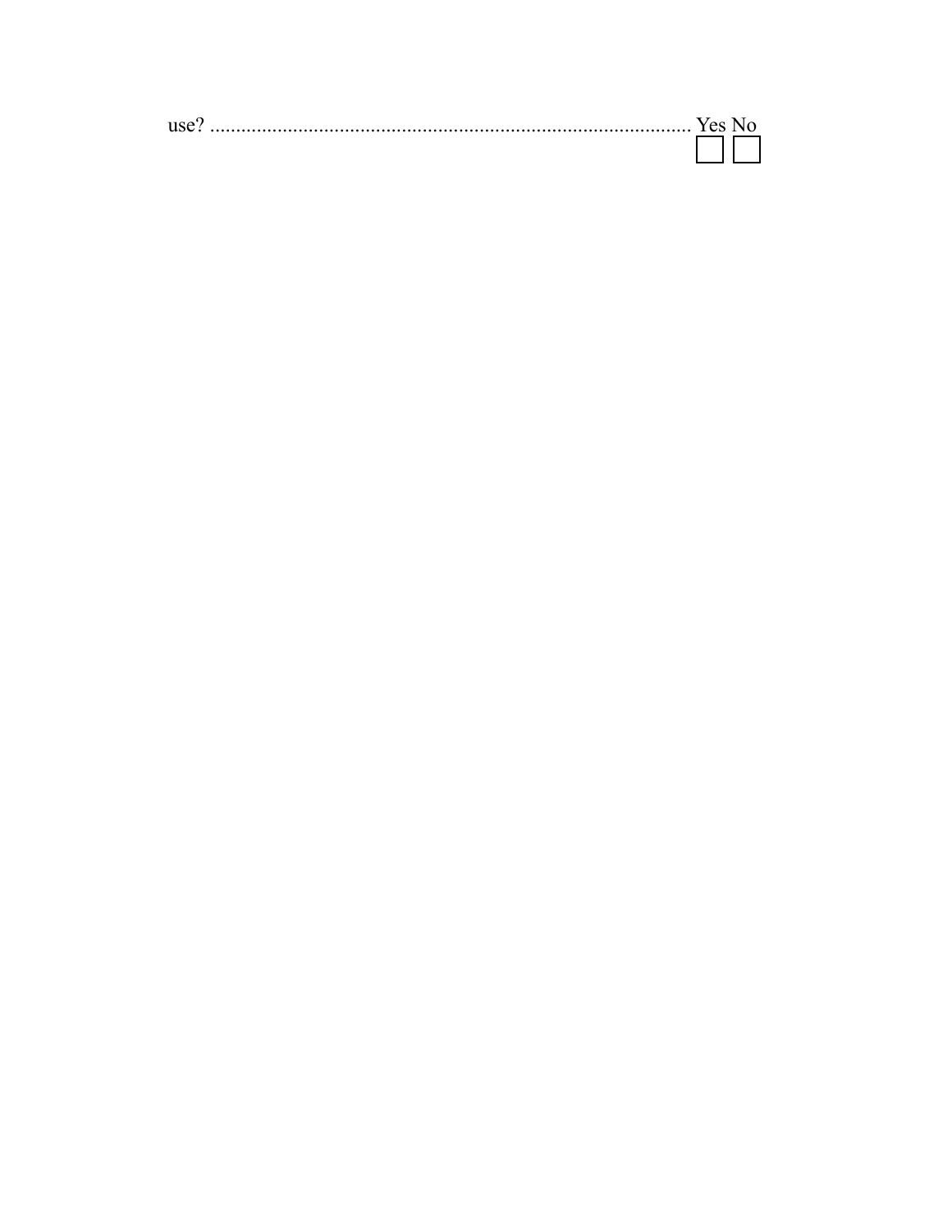use? ............................................................................................ Yes No

☐ ☐